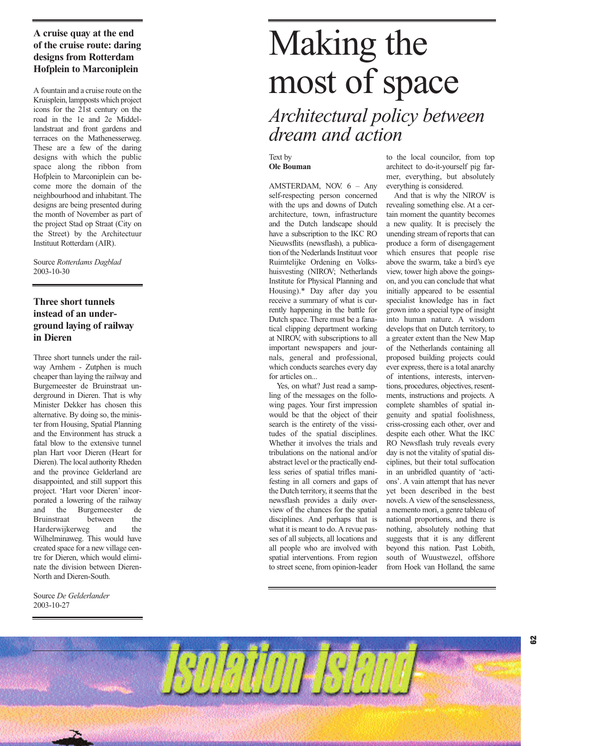### A cruise quay at the end of the cruise route: daring designs from Rotterdam Hofplein to Marconiplein

A fountain and a cruise route on the Kruisplein, lampposts which project icons for the 21st century on the road in the 1e and 2e Middellandstraat and front gardens and terraces on the Mathenesserweg. These are a few of the daring designs with which the public space along the ribbon from Hofplein to Marconiplein can become more the domain of the neighbourhood and inhabitant. The designs are being presented during the month of November as part of the project Stad op Straat (City on the Street) by the Architectuur Instituut Rotterdam (AIR).

Source *Rotterdams Dagblad*
2003-10-30

### Three short tunnels instead of an underground laying of railway in Dieren

Three short tunnels under the railway Arnhem - Zutphen is much cheaper than laying the railway and Burgemeester de Bruinstraat underground in Dieren. That is why Minister Dekker has chosen this alternative. By doing so, the minister from Housing, Spatial Planning and the Environment has struck a fatal blow to the extensive tunnel plan Hart voor Dieren (Heart for Dieren). The local authority Rheden and the province Gelderland are disappointed, and still support this project. 'Hart voor Dieren' incorporated a lowering of the railway and the Burgemeester de Bruinstraat between the Harderwijkerweg and the Wilhelminaweg. This would have created space for a new village centre for Dieren, which would eliminate the division between Dieren-North and Dieren-South.

Source *De Gelderlander*
2003-10-27

# Making the most of space

## *Architectural policy between dream and action*

Text by
**Ole Bouman**

AMSTERDAM, NOV. 6 – Any self-respecting person concerned with the ups and downs of Dutch architecture, town, infrastructure and the Dutch landscape should have a subscription to the IKC RO Nieuwsflits (newsflash), a publication of the Nederlands Instituut voor Ruimtelijke Ordening en Volkshuisvesting (NIROV; Netherlands Institute for Physical Planning and Housing).* Day after day you receive a summary of what is currently happening in the battle for Dutch space. There must be a fanatical clipping department working at NIROV, with subscriptions to all important newspapers and journals, general and professional, which conducts searches every day for articles on...

Yes, on what? Just read a sampling of the messages on the following pages. Your first impression would be that the object of their search is the entirety of the vissitudes of the spatial disciplines. Whether it involves the trials and tribulations on the national and/or abstract level or the practically endless series of spatial trifles manifesting in all corners and gaps of the Dutch territory, it seems that the newsflash provides a daily overview of the chances for the spatial disciplines. And perhaps that is what it is meant to do. A revue passes of all subjects, all locations and all people who are involved with spatial interventions. From region to street scene, from opinion-leader to the local councilor, from top architect to do-it-yourself pig farmer, everything, but absolutely everything is considered.

And that is why the NIROV is revealing something else. At a certain moment the quantity becomes a new quality. It is precisely the unending stream of reports that can produce a form of disengagement which ensures that people rise above the swarm, take a bird's eye view, tower high above the goings-on, and you can conclude that what initially appeared to be essential specialist knowledge has in fact grown into a special type of insight into human nature. A wisdom develops that on Dutch territory, to a greater extent than the New Map of the Netherlands containing all proposed building projects could ever express, there is a total anarchy of intentions, interests, interventions, procedures, objectives, resentments, instructions and projects. A complete shambles of spatial ingenuity and spatial foolishness, criss-crossing each other, over and despite each other. What the IKC RO Newsflash truly reveals every day is not the vitality of spatial disciplines, but their total suffocation in an unbridled quantity of 'actions'. A vain attempt that has never yet been described in the best novels. A view of the senselessness, a memento mori, a genre tableau of national proportions, and there is nothing, absolutely nothing that suggests that it is any different beyond this nation. Past Lobith, south of Wuustwezel, offshore from Hoek van Holland, the same

Isolation Island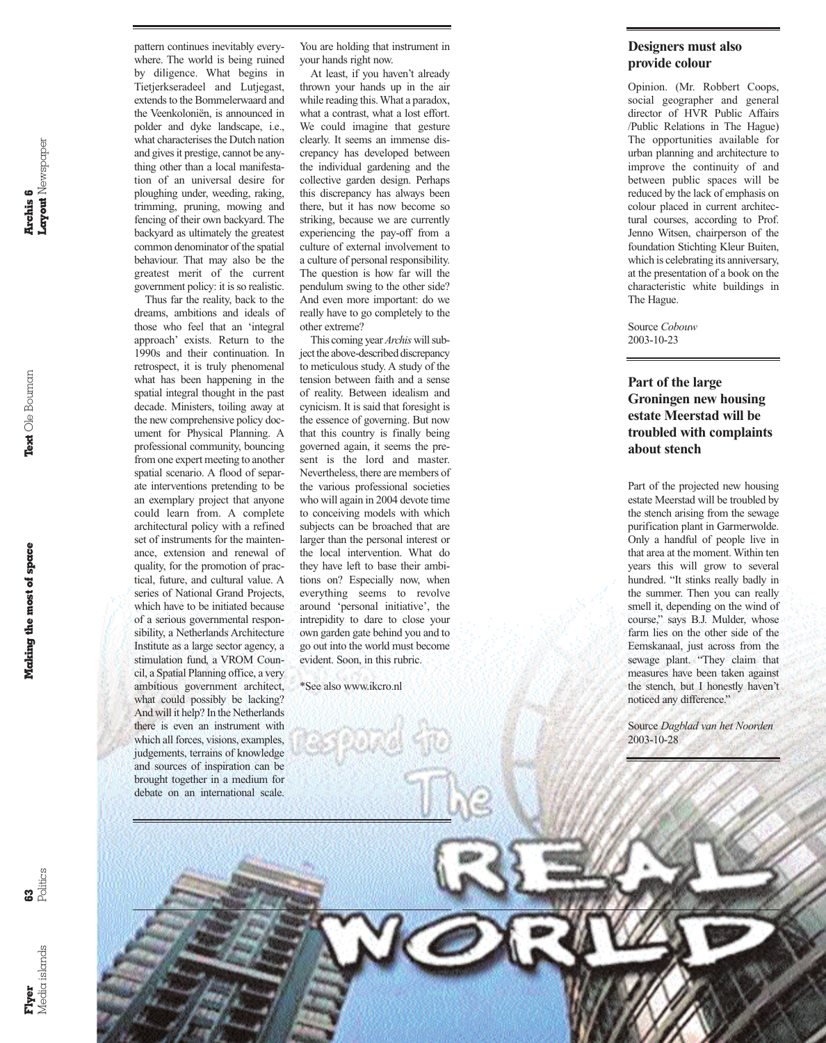pattern continues inevitably everywhere. The world is being ruined by diligence. What begins in Tietjerkseradeel and Lutjegast, extends to the Bommelerwaard and the Veenkoloniën, is announced in polder and dyke landscape, i.e., what characterises the Dutch nation and gives it prestige, cannot be anything other than a local manifestation of an universal desire for ploughing under, weeding, raking, trimming, pruning, mowing and fencing of their own backyard. The backyard as ultimately the greatest common denominator of the spatial behaviour. That may also be the greatest merit of the current government policy: it is so realistic.

Thus far the reality, back to the dreams, ambitions and ideals of those who feel that an 'integral approach' exists. Return to the 1990s and their continuation. In retrospect, it is truly phenomenal what has been happening in the spatial integral thought in the past decade. Ministers, toiling away at the new comprehensive policy document for Physical Planning. A professional community, bouncing from one expert meeting to another spatial scenario. A flood of separate interventions pretending to be an exemplary project that anyone could learn from. A complete architectural policy with a refined set of instruments for the maintenance, extension and renewal of quality, for the promotion of practical, future, and cultural value. A series of National Grand Projects, which have to be initiated because of a serious governmental responsibility, a Netherlands Architecture Institute as a large sector agency, a stimulation fund, a VROM Council, a Spatial Planning office, a very ambitious government architect, what could possibly be lacking? And will it help? In the Netherlands there is even an instrument with which all forces, visions, examples, judgements, terrains of knowledge and sources of inspiration can be brought together in a medium for debate on an international scale. You are holding that instrument in your hands right now.

At least, if you haven't already thrown your hands up in the air while reading this. What a paradox, what a contrast, what a lost effort. We could imagine that gesture clearly. It seems an immense discrepancy has developed between the individual gardening and the collective garden design. Perhaps this discrepancy has always been there, but it has now become so striking, because we are currently experiencing the pay-off from a culture of external involvement to a culture of personal responsibility. The question is how far will the pendulum swing to the other side? And even more important: do we really have to go completely to the other extreme?

This coming year *Archis* will subject the above-described discrepancy to meticulous study. A study of the tension between faith and a sense of reality. Between idealism and cynicism. It is said that foresight is the essence of governing. But now that this country is finally being governed again, it seems the present is the lord and master. Nevertheless, there are members of the various professional societies who will again in 2004 devote time to conceiving models with which subjects can be broached that are larger than the personal interest or the local intervention. What do they have left to base their ambitions on? Especially now, when everything seems to revolve around 'personal initiative', the intrepidity to dare to close your own garden gate behind you and to go out into the world must become evident. Soon, in this rubric.

*See also www.ikcro.nl

### Designers must also provide colour

Opinion. (Mr. Robbert Coops, social geographer and general director of HVR Public Affairs /Public Relations in The Hague) The opportunities available for urban planning and architecture to improve the continuity of and between public spaces will be reduced by the lack of emphasis on colour placed in current architectural courses, according to Prof. Jenno Witsen, chairperson of the foundation Stichting Kleur Buiten, which is celebrating its anniversary, at the presentation of a book on the characteristic white buildings in The Hague.

Source *Cobouw*
2003-10-23

### Part of the large Groningen new housing estate Meerstad will be troubled with complaints about stench

Part of the projected new housing estate Meerstad will be troubled by the stench arising from the sewage purification plant in Garmerwolde. Only a handful of people live in that area at the moment. Within ten years this will grow to several hundred. "It stinks really badly in the summer. Then you can really smell it, depending on the wind of course," says B.J. Mulder, whose farm lies on the other side of the Eemskanaal, just across from the sewage plant. "They claim that measures have been taken against the stench, but I honestly haven't noticed any difference."

Source *Dagblad van het Noorden*
2003-10-28

respond to The REAL WORLD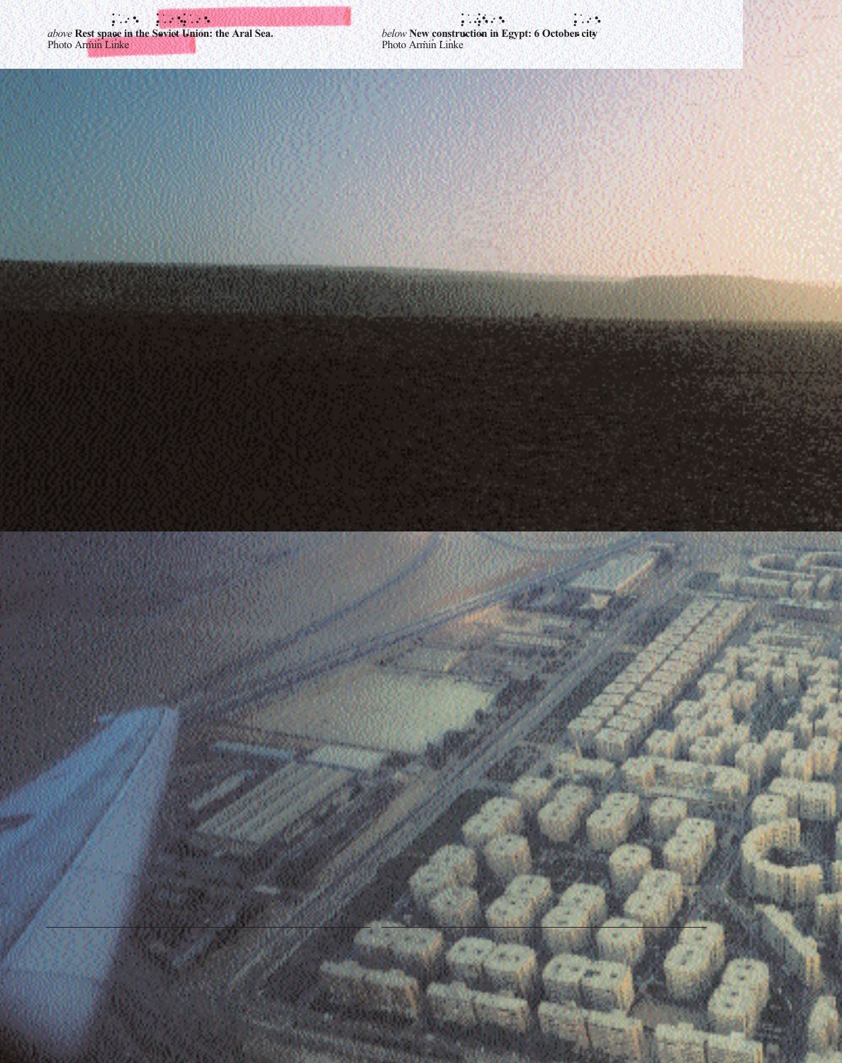*above* **Rest space in the Soviet Union: the Aral Sea.**
Photo Armin Linke

*below* **New construction in Egypt: 6 October city**
Photo Armin Linke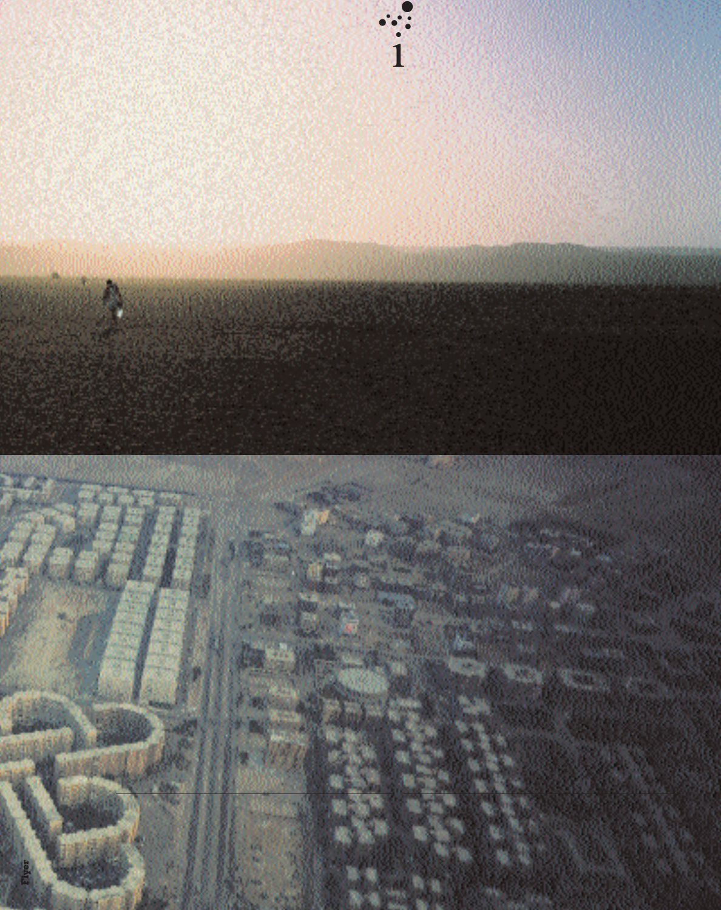1

Flyer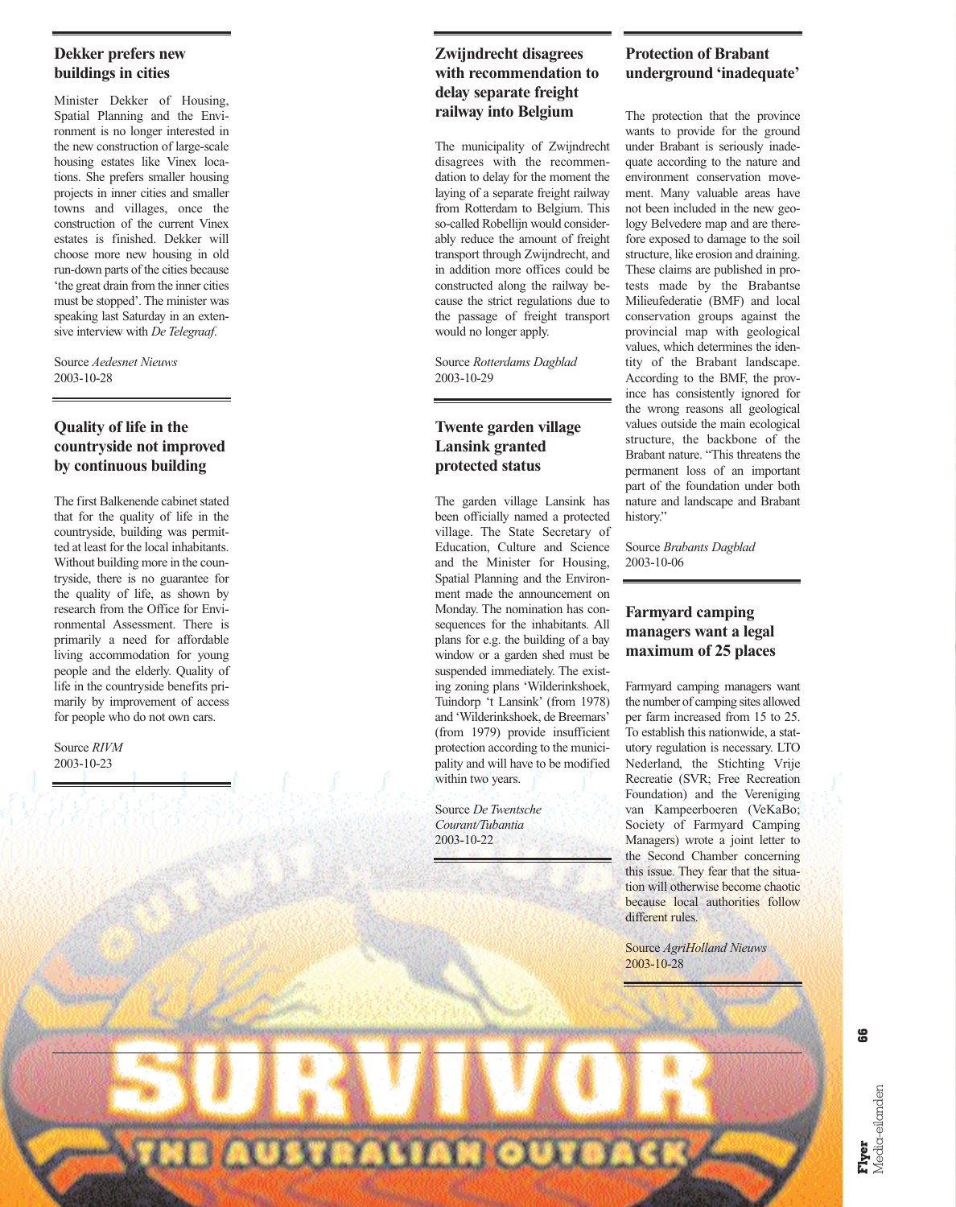## Dekker prefers new buildings in cities

Minister Dekker of Housing, Spatial Planning and the Environment is no longer interested in the new construction of large-scale housing estates like Vinex locations. She prefers smaller housing projects in inner cities and smaller towns and villages, once the construction of the current Vinex estates is finished. Dekker will choose more new housing in old run-down parts of the cities because 'the great drain from the inner cities must be stopped'. The minister was speaking last Saturday in an extensive interview with *De Telegraaf*.

Source *Aedesnet Nieuws*
2003-10-28

## Quality of life in the countryside not improved by continuous building

The first Balkenende cabinet stated that for the quality of life in the countryside, building was permitted at least for the local inhabitants. Without building more in the countryside, there is no guarantee for the quality of life, as shown by research from the Office for Environmental Assessment. There is primarily a need for affordable living accommodation for young people and the elderly. Quality of life in the countryside benefits primarily by improvement of access for people who do not own cars.

Source *RIVM*
2003-10-23

## Zwijndrecht disagrees with recommendation to delay separate freight railway into Belgium

The municipality of Zwijndrecht disagrees with the recommendation to delay for the moment the laying of a separate freight railway from Rotterdam to Belgium. This so-called Robellijn would considerably reduce the amount of freight transport through Zwijndrecht, and in addition more offices could be constructed along the railway because the strict regulations due to the passage of freight transport would no longer apply.

Source *Rotterdams Dagblad*
2003-10-29

## Twente garden village Lansink granted protected status

The garden village Lansink has been officially named a protected village. The State Secretary of Education, Culture and Science and the Minister for Housing, Spatial Planning and the Environment made the announcement on Monday. The nomination has consequences for the inhabitants. All plans for e.g. the building of a bay window or a garden shed must be suspended immediately. The existing zoning plans 'Wilderinkshoek, Tuindorp 't Lansink' (from 1978) and 'Wilderinkshoek, de Breemars' (from 1979) provide insufficient protection according to the municipality and will have to be modified within two years.

Source *De Twentsche Courant/Tubantia*
2003-10-22

## Protection of Brabant underground 'inadequate'

The protection that the province wants to provide for the ground under Brabant is seriously inadequate according to the nature and environment conservation movement. Many valuable areas have not been included in the new geology Belvedere map and are therefore exposed to damage to the soil structure, like erosion and draining. These claims are published in protests made by the Brabantse Milieufederatie (BMF) and local conservation groups against the provincial map with geological values, which determines the identity of the Brabant landscape. According to the BMF, the province has consistently ignored for the wrong reasons all geological values outside the main ecological structure, the backbone of the Brabant nature. "This threatens the permanent loss of an important part of the foundation under both nature and landscape and Brabant history."

Source *Brabants Dagblad*
2003-10-06

## Farmyard camping managers want a legal maximum of 25 places

Farmyard camping managers want the number of camping sites allowed per farm increased from 15 to 25. To establish this nationwide, a statutory regulation is necessary. LTO Nederland, the Stichting Vrije Recreatie (SVR; Free Recreation Foundation) and the Vereniging van Kampeerboeren (VeKaBo; Society of Farmyard Camping Managers) wrote a joint letter to the Second Chamber concerning this issue. They fear that the situation will otherwise become chaotic because local authorities follow different rules.

Source *AgriHolland Nieuws*
2003-10-28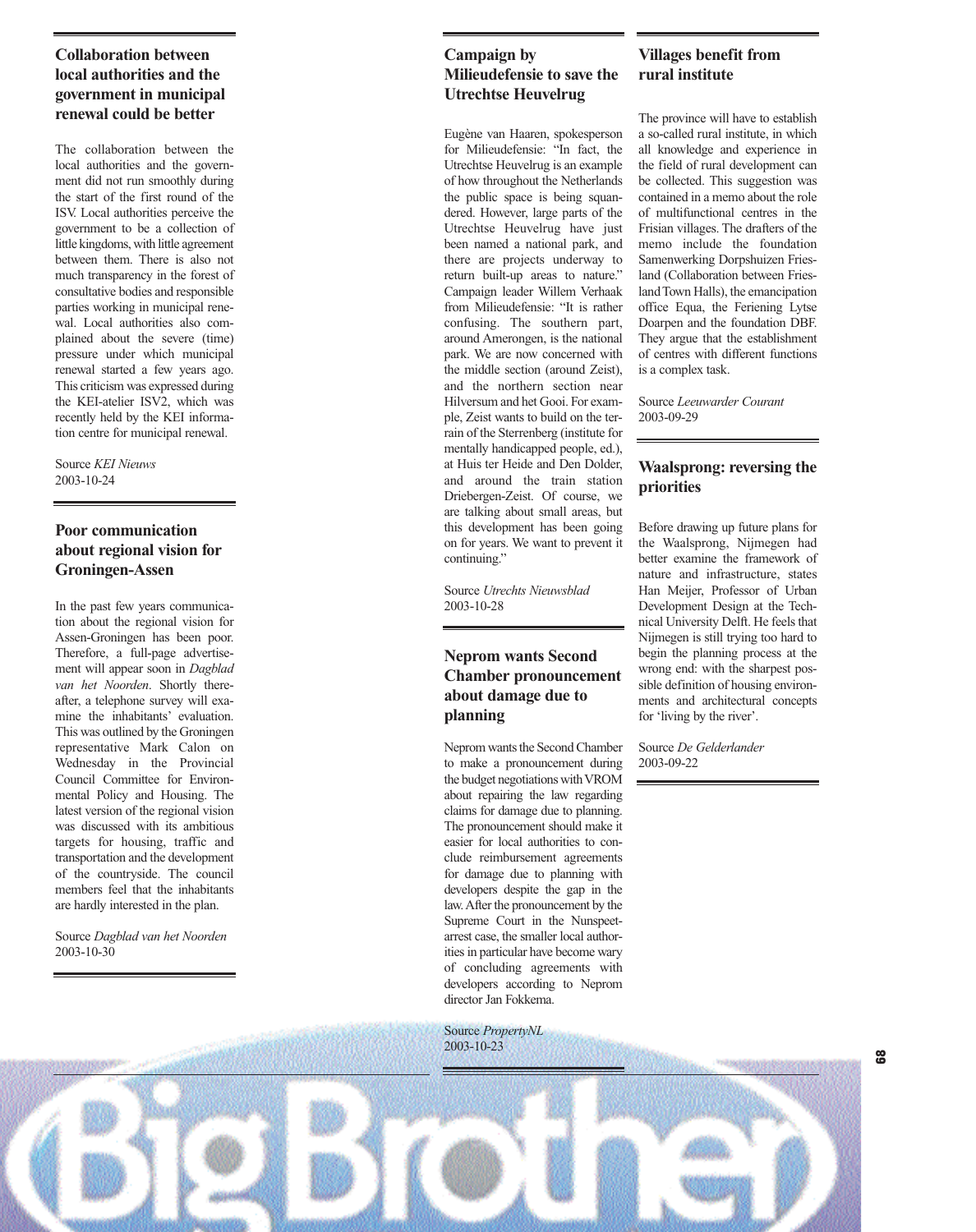## Collaboration between local authorities and the government in municipal renewal could be better

The collaboration between the local authorities and the government did not run smoothly during the start of the first round of the ISV. Local authorities perceive the government to be a collection of little kingdoms, with little agreement between them. There is also not much transparency in the forest of consultative bodies and responsible parties working in municipal renewal. Local authorities also complained about the severe (time) pressure under which municipal renewal started a few years ago. This criticism was expressed during the KEI-atelier ISV2, which was recently held by the KEI information centre for municipal renewal.

Source *KEI Nieuws*
2003-10-24

## Poor communication about regional vision for Groningen-Assen

In the past few years communication about the regional vision for Assen-Groningen has been poor. Therefore, a full-page advertisement will appear soon in *Dagblad van het Noorden*. Shortly thereafter, a telephone survey will examine the inhabitants' evaluation. This was outlined by the Groningen representative Mark Calon on Wednesday in the Provincial Council Committee for Environmental Policy and Housing. The latest version of the regional vision was discussed with its ambitious targets for housing, traffic and transportation and the development of the countryside. The council members feel that the inhabitants are hardly interested in the plan.

Source *Dagblad van het Noorden*
2003-10-30

## Campaign by Milieudefensie to save the Utrechtse Heuvelrug

Eugène van Haaren, spokesperson for Milieudefensie: "In fact, the Utrechtse Heuvelrug is an example of how throughout the Netherlands the public space is being squandered. However, large parts of the Utrechtse Heuvelrug have just been named a national park, and there are projects underway to return built-up areas to nature." Campaign leader Willem Verhaak from Milieudefensie: "It is rather confusing. The southern part, around Amerongen, is the national park. We are now concerned with the middle section (around Zeist), and the northern section near Hilversum and het Gooi. For example, Zeist wants to build on the terrain of the Sterrenberg (institute for mentally handicapped people, ed.), at Huis ter Heide and Den Dolder, and around the train station Driebergen-Zeist. Of course, we are talking about small areas, but this development has been going on for years. We want to prevent it continuing."

Source *Utrechts Nieuwsblad*
2003-10-28

## Neprom wants Second Chamber pronouncement about damage due to planning

Neprom wants the Second Chamber to make a pronouncement during the budget negotiations with VROM about repairing the law regarding claims for damage due to planning. The pronouncement should make it easier for local authorities to conclude reimbursement agreements for damage due to planning with developers despite the gap in the law. After the pronouncement by the Supreme Court in the Nunspeet-arrest case, the smaller local authorities in particular have become wary of concluding agreements with developers according to Neprom director Jan Fokkema.

Source *PropertyNL*
2003-10-23

## Villages benefit from rural institute

The province will have to establish a so-called rural institute, in which all knowledge and experience in the field of rural development can be collected. This suggestion was contained in a memo about the role of multifunctional centres in the Frisian villages. The drafters of the memo include the foundation Samenwerking Dorpshuizen Friesland (Collaboration between Friesland Town Halls), the emancipation office Equa, the Feriening Lytse Doarpen and the foundation DBF. They argue that the establishment of centres with different functions is a complex task.

Source *Leeuwarder Courant*
2003-09-29

## Waalsprong: reversing the priorities

Before drawing up future plans for the Waalsprong, Nijmegen had better examine the framework of nature and infrastructure, states Han Meijer, Professor of Urban Development Design at the Technical University Delft. He feels that Nijmegen is still trying too hard to begin the planning process at the wrong end: with the sharpest possible definition of housing environments and architectural concepts for 'living by the river'.

Source *De Gelderlander*
2003-09-22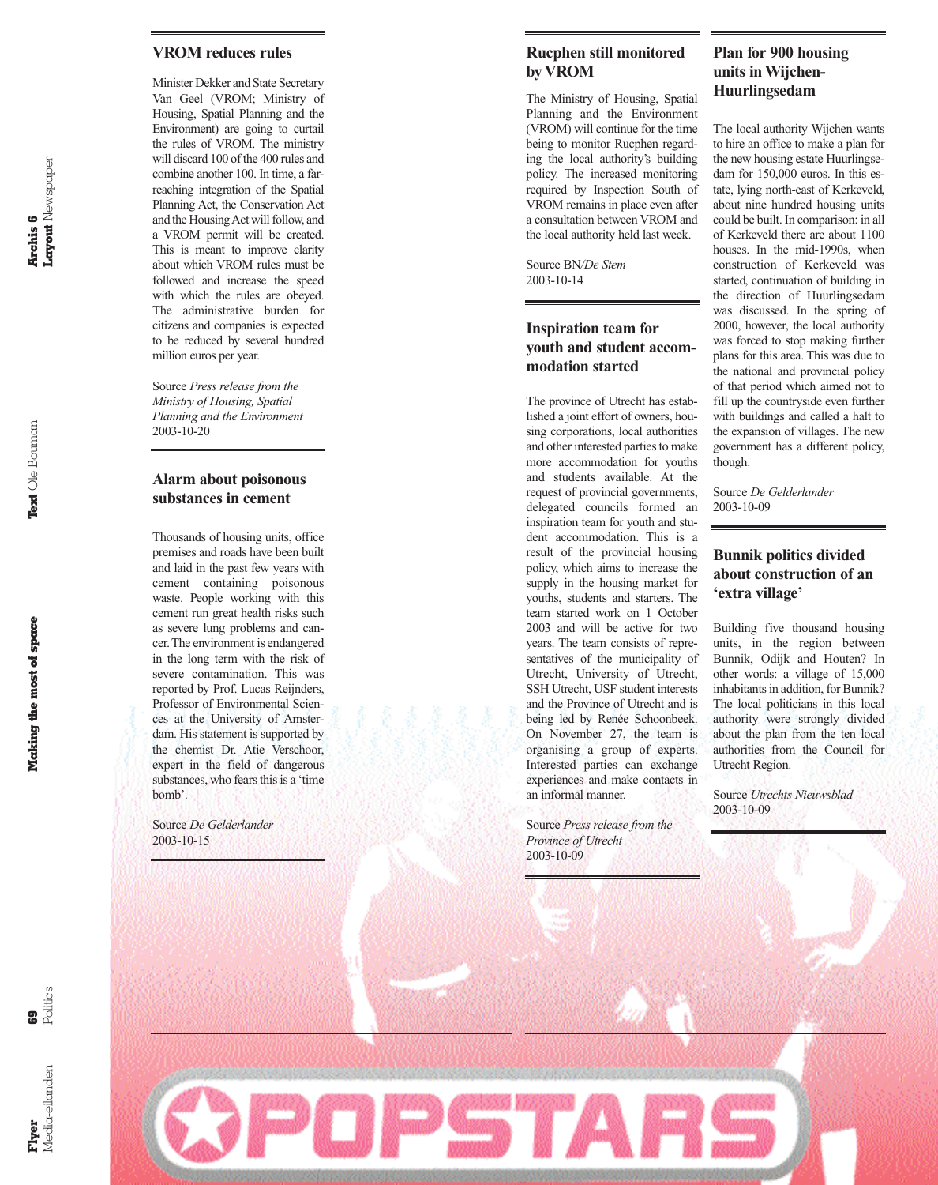## VROM reduces rules

Minister Dekker and State Secretary Van Geel (VROM; Ministry of Housing, Spatial Planning and the Environment) are going to curtail the rules of VROM. The ministry will discard 100 of the 400 rules and combine another 100. In time, a far-reaching integration of the Spatial Planning Act, the Conservation Act and the Housing Act will follow, and a VROM permit will be created. This is meant to improve clarity about which VROM rules must be followed and increase the speed with which the rules are obeyed. The administrative burden for citizens and companies is expected to be reduced by several hundred million euros per year.

Source *Press release from the Ministry of Housing, Spatial Planning and the Environment*
2003-10-20

## Alarm about poisonous substances in cement

Thousands of housing units, office premises and roads have been built and laid in the past few years with cement containing poisonous waste. People working with this cement run great health risks such as severe lung problems and cancer. The environment is endangered in the long term with the risk of severe contamination. This was reported by Prof. Lucas Reijnders, Professor of Environmental Sciences at the University of Amsterdam. His statement is supported by the chemist Dr. Atie Verschoor, expert in the field of dangerous substances, who fears this is a 'time bomb'.

Source *De Gelderlander*
2003-10-15

## Rucphen still monitored by VROM

The Ministry of Housing, Spatial Planning and the Environment (VROM) will continue for the time being to monitor Rucphen regarding the local authority's building policy. The increased monitoring required by Inspection South of VROM remains in place even after a consultation between VROM and the local authority held last week.

Source BN/*De Stem*
2003-10-14

## Inspiration team for youth and student accommodation started

The province of Utrecht has established a joint effort of owners, housing corporations, local authorities and other interested parties to make more accommodation for youths and students available. At the request of provincial governments, delegated councils formed an inspiration team for youth and student accommodation. This is a result of the provincial housing policy, which aims to increase the supply in the housing market for youths, students and starters. The team started work on 1 October 2003 and will be active for two years. The team consists of representatives of the municipality of Utrecht, University of Utrecht, SSH Utrecht, USF student interests and the Province of Utrecht and is being led by Renée Schoonbeek. On November 27, the team is organising a group of experts. Interested parties can exchange experiences and make contacts in an informal manner.

Source *Press release from the Province of Utrecht*
2003-10-09

## Plan for 900 housing units in Wijchen-Huurlingsedam

The local authority Wijchen wants to hire an office to make a plan for the new housing estate Huurlingsedam for 150,000 euros. In this estate, lying north-east of Kerkeveld, about nine hundred housing units could be built. In comparison: in all of Kerkeveld there are about 1100 houses. In the mid-1990s, when construction of Kerkeveld was started, continuation of building in the direction of Huurlingsedam was discussed. In the spring of 2000, however, the local authority was forced to stop making further plans for this area. This was due to the national and provincial policy of that period which aimed not to fill up the countryside even further with buildings and called a halt to the expansion of villages. The new government has a different policy, though.

Source *De Gelderlander*
2003-10-09

## Bunnik politics divided about construction of an 'extra village'

Building five thousand housing units, in the region between Bunnik, Odijk and Houten? In other words: a village of 15,000 inhabitants in addition, for Bunnik? The local politicians in this local authority were strongly divided about the plan from the ten local authorities from the Council for Utrecht Region.

Source *Utrechts Nieuwsblad*
2003-10-09